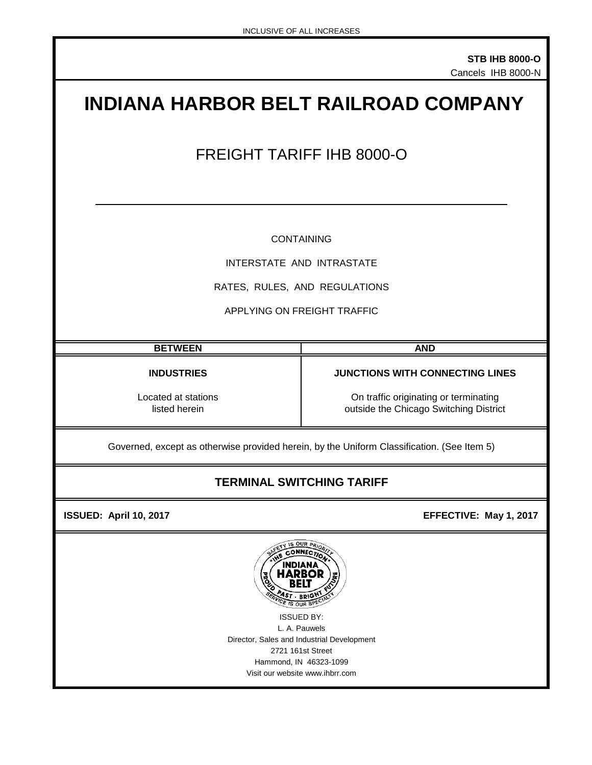INCLUSIVE OF ALL INCREASES

**STB IHB 8000-O**
Cancels IHB 8000-N

# INDIANA HARBOR BELT RAILROAD COMPANY

## FREIGHT TARIFF IHB 8000-O

---

CONTAINING

INTERSTATE AND INTRASTATE

RATES, RULES, AND REGULATIONS

APPLYING ON FREIGHT TRAFFIC

| BETWEEN | AND |
|---|---|
| **INDUSTRIES**<br><br>Located at stations listed herein | **JUNCTIONS WITH CONNECTING LINES**<br><br>On traffic originating or terminating outside the Chicago Switching District |

Governed, except as otherwise provided herein, by the Uniform Classification. (See Item 5)

### TERMINAL SWITCHING TARIFF

**ISSUED: April 10, 2017** **EFFECTIVE: May 1, 2017**

SAFETY IS OUR PRIORITY · "IHB CONNECTION" · INDIANA HARBOR BELT · PROUD PAST · BRIGHT FUTURE · SERVICE IS OUR SPECIALTY

ISSUED BY:
L. A. Pauwels
Director, Sales and Industrial Development
2721 161st Street
Hammond, IN 46323-1099
Visit our website www.ihbrr.com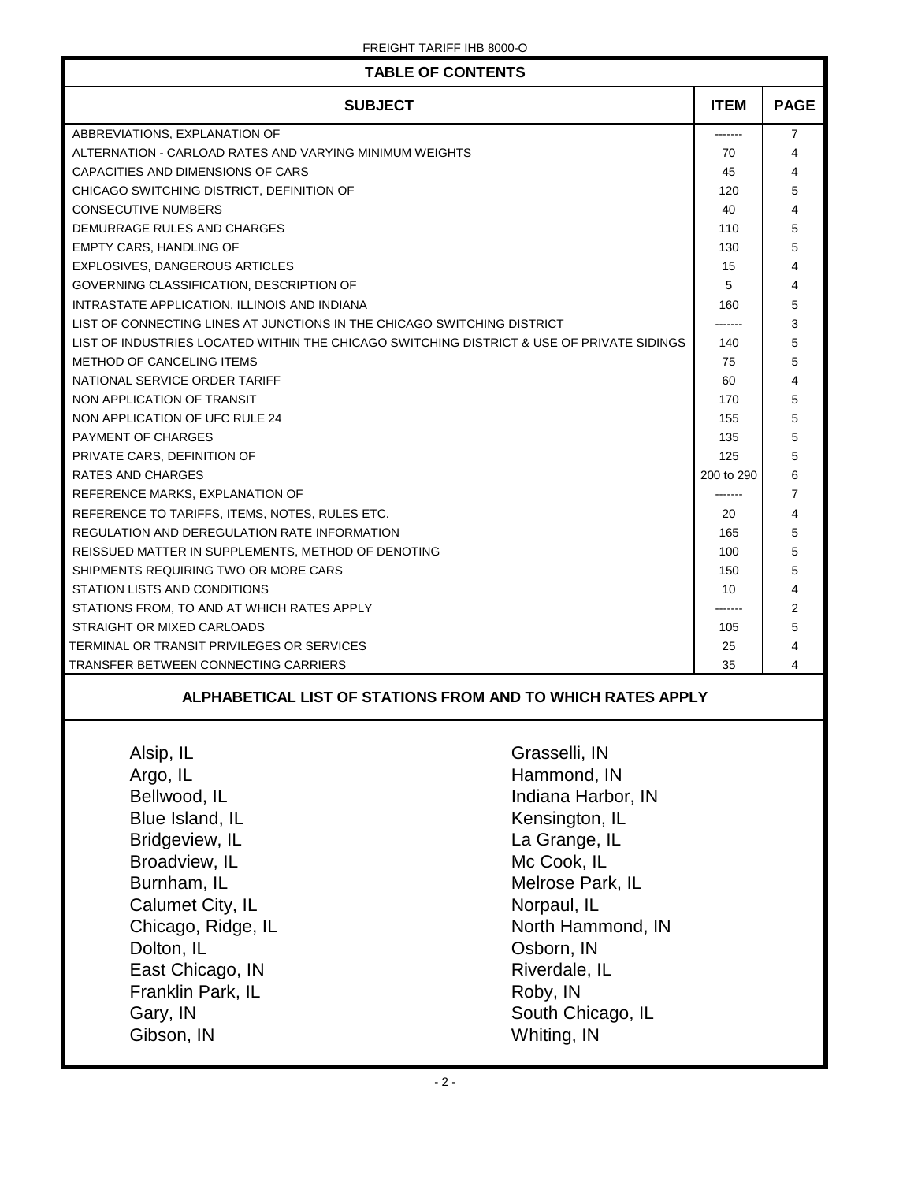## TABLE OF CONTENTS

| SUBJECT | ITEM | PAGE |
|---|---|---|
| ABBREVIATIONS, EXPLANATION OF | ------- | 7 |
| ALTERNATION - CARLOAD RATES AND VARYING MINIMUM WEIGHTS | 70 | 4 |
| CAPACITIES AND DIMENSIONS OF CARS | 45 | 4 |
| CHICAGO SWITCHING DISTRICT, DEFINITION OF | 120 | 5 |
| CONSECUTIVE NUMBERS | 40 | 4 |
| DEMURRAGE RULES AND CHARGES | 110 | 5 |
| EMPTY CARS, HANDLING OF | 130 | 5 |
| EXPLOSIVES, DANGEROUS ARTICLES | 15 | 4 |
| GOVERNING CLASSIFICATION, DESCRIPTION OF | 5 | 4 |
| INTRASTATE APPLICATION, ILLINOIS AND INDIANA | 160 | 5 |
| LIST OF CONNECTING LINES AT JUNCTIONS IN THE CHICAGO SWITCHING DISTRICT | ------- | 3 |
| LIST OF INDUSTRIES LOCATED WITHIN THE CHICAGO SWITCHING DISTRICT & USE OF PRIVATE SIDINGS | 140 | 5 |
| METHOD OF CANCELING ITEMS | 75 | 5 |
| NATIONAL SERVICE ORDER TARIFF | 60 | 4 |
| NON APPLICATION OF TRANSIT | 170 | 5 |
| NON APPLICATION OF UFC RULE 24 | 155 | 5 |
| PAYMENT OF CHARGES | 135 | 5 |
| PRIVATE CARS, DEFINITION OF | 125 | 5 |
| RATES AND CHARGES | 200 to 290 | 6 |
| REFERENCE MARKS, EXPLANATION OF | ------- | 7 |
| REFERENCE TO TARIFFS, ITEMS, NOTES, RULES ETC. | 20 | 4 |
| REGULATION AND DEREGULATION RATE INFORMATION | 165 | 5 |
| REISSUED MATTER IN SUPPLEMENTS, METHOD OF DENOTING | 100 | 5 |
| SHIPMENTS REQUIRING TWO OR MORE CARS | 150 | 5 |
| STATION LISTS AND CONDITIONS | 10 | 4 |
| STATIONS FROM, TO AND AT WHICH RATES APPLY | ------- | 2 |
| STRAIGHT OR MIXED CARLOADS | 105 | 5 |
| TERMINAL OR TRANSIT PRIVILEGES OR SERVICES | 25 | 4 |
| TRANSFER BETWEEN CONNECTING CARRIERS | 35 | 4 |

## ALPHABETICAL LIST OF STATIONS FROM AND TO WHICH RATES APPLY

Alsip, IL
Argo, IL
Bellwood, IL
Blue Island, IL
Bridgeview, IL
Broadview, IL
Burnham, IL
Calumet City, IL
Chicago, Ridge, IL
Dolton, IL
East Chicago, IN
Franklin Park, IL
Gary, IN
Gibson, IN
Grasselli, IN
Hammond, IN
Indiana Harbor, IN
Kensington, IL
La Grange, IL
Mc Cook, IL
Melrose Park, IL
Norpaul, IL
North Hammond, IN
Osborn, IN
Riverdale, IL
Roby, IN
South Chicago, IL
Whiting, IN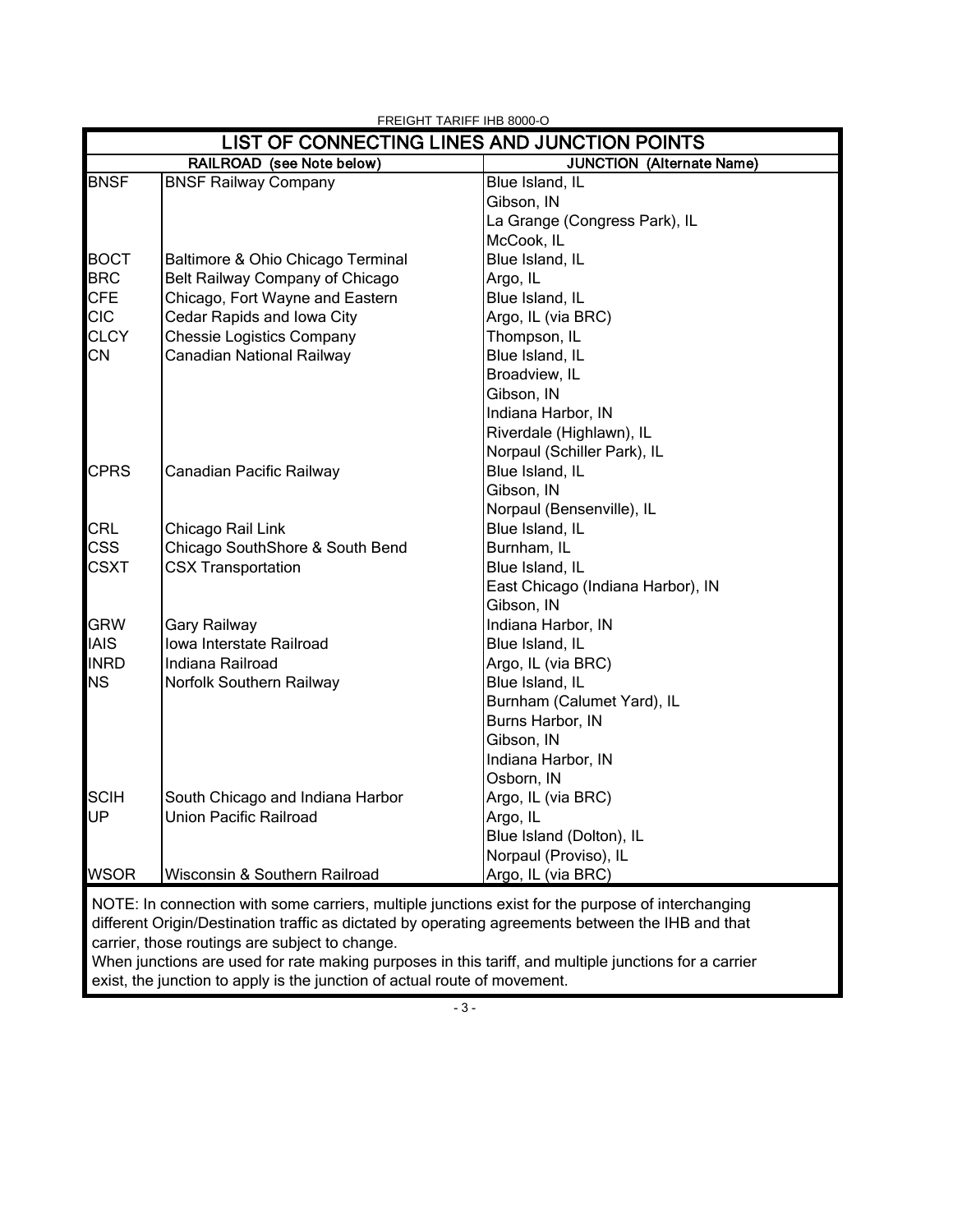FREIGHT TARIFF IHB 8000-O

## LIST OF CONNECTING LINES AND JUNCTION POINTS

| RAILROAD (see Note below) | | JUNCTION (Alternate Name) |
|---|---|---|
| BNSF | BNSF Railway Company | Blue Island, IL |
| | | Gibson, IN |
| | | La Grange (Congress Park), IL |
| | | McCook, IL |
| BOCT | Baltimore & Ohio Chicago Terminal | Blue Island, IL |
| BRC | Belt Railway Company of Chicago | Argo, IL |
| CFE | Chicago, Fort Wayne and Eastern | Blue Island, IL |
| CIC | Cedar Rapids and Iowa City | Argo, IL (via BRC) |
| CLCY | Chessie Logistics Company | Thompson, IL |
| CN | Canadian National Railway | Blue Island, IL |
| | | Broadview, IL |
| | | Gibson, IN |
| | | Indiana Harbor, IN |
| | | Riverdale (Highlawn), IL |
| | | Norpaul (Schiller Park), IL |
| CPRS | Canadian Pacific Railway | Blue Island, IL |
| | | Gibson, IN |
| | | Norpaul (Bensenville), IL |
| CRL | Chicago Rail Link | Blue Island, IL |
| CSS | Chicago SouthShore & South Bend | Burnham, IL |
| CSXT | CSX Transportation | Blue Island, IL |
| | | East Chicago (Indiana Harbor), IN |
| | | Gibson, IN |
| GRW | Gary Railway | Indiana Harbor, IN |
| IAIS | Iowa Interstate Railroad | Blue Island, IL |
| INRD | Indiana Railroad | Argo, IL (via BRC) |
| NS | Norfolk Southern Railway | Blue Island, IL |
| | | Burnham (Calumet Yard), IL |
| | | Burns Harbor, IN |
| | | Gibson, IN |
| | | Indiana Harbor, IN |
| | | Osborn, IN |
| SCIH | South Chicago and Indiana Harbor | Argo, IL (via BRC) |
| UP | Union Pacific Railroad | Argo, IL |
| | | Blue Island (Dolton), IL |
| | | Norpaul (Proviso), IL |
| WSOR | Wisconsin & Southern Railroad | Argo, IL (via BRC) |

NOTE: In connection with some carriers, multiple junctions exist for the purpose of interchanging different Origin/Destination traffic as dictated by operating agreements between the IHB and that carrier, those routings are subject to change.
When junctions are used for rate making purposes in this tariff, and multiple junctions for a carrier exist, the junction to apply is the junction of actual route of movement.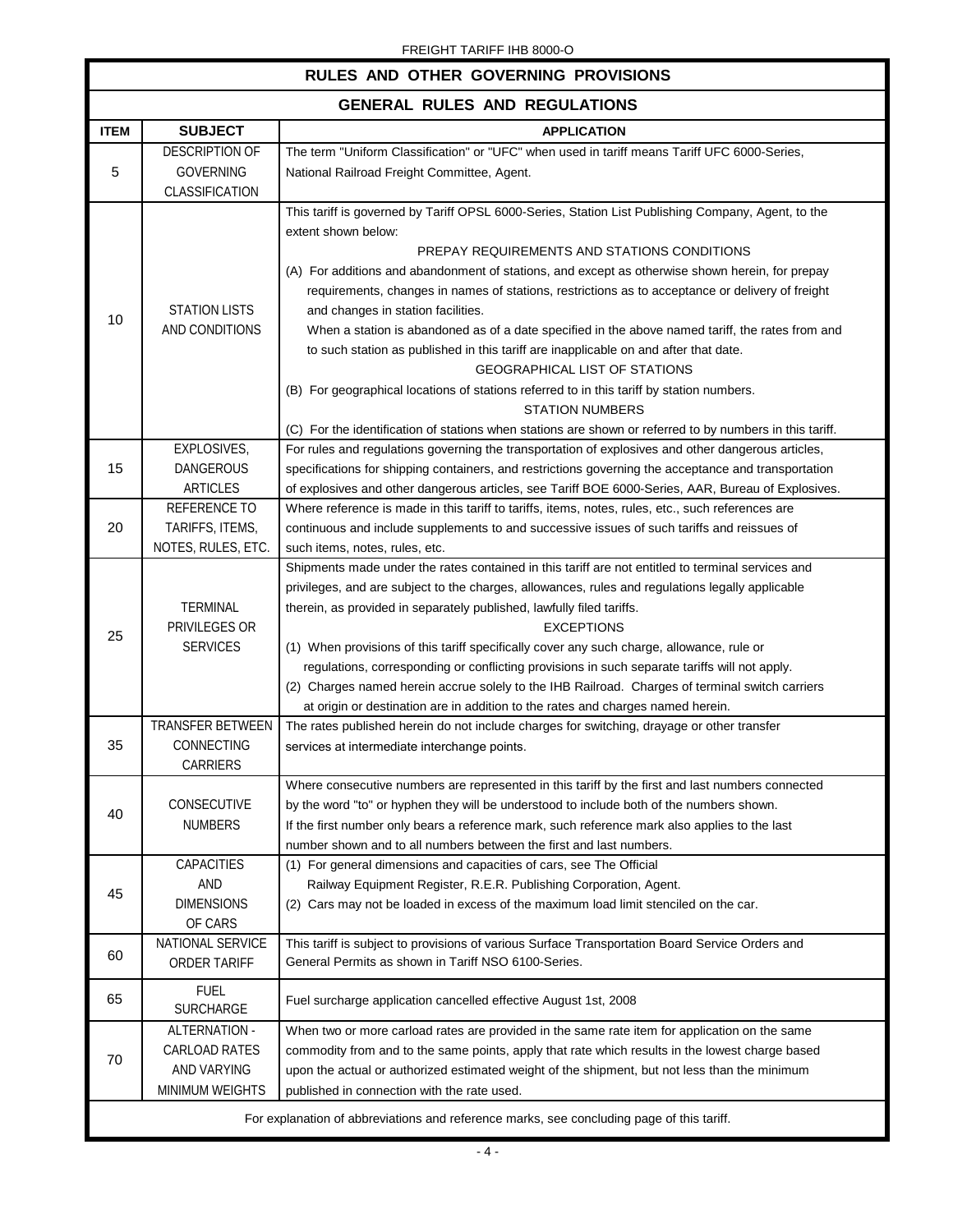## RULES AND OTHER GOVERNING PROVISIONS

### GENERAL RULES AND REGULATIONS

| ITEM | SUBJECT | APPLICATION |
|---|---|---|
| 5 | DESCRIPTION OF GOVERNING CLASSIFICATION | The term "Uniform Classification" or "UFC" when used in tariff means Tariff UFC 6000-Series, National Railroad Freight Committee, Agent. |
| 10 | STATION LISTS AND CONDITIONS | This tariff is governed by Tariff OPSL 6000-Series, Station List Publishing Company, Agent, to the extent shown below:<br>PREPAY REQUIREMENTS AND STATIONS CONDITIONS<br>(A) For additions and abandonment of stations, and except as otherwise shown herein, for prepay requirements, changes in names of stations, restrictions as to acceptance or delivery of freight and changes in station facilities.<br>When a station is abandoned as of a date specified in the above named tariff, the rates from and to such station as published in this tariff are inapplicable on and after that date.<br>GEOGRAPHICAL LIST OF STATIONS<br>(B) For geographical locations of stations referred to in this tariff by station numbers.<br>STATION NUMBERS<br>(C) For the identification of stations when stations are shown or referred to by numbers in this tariff. |
| 15 | EXPLOSIVES, DANGEROUS ARTICLES | For rules and regulations governing the transportation of explosives and other dangerous articles, specifications for shipping containers, and restrictions governing the acceptance and transportation of explosives and other dangerous articles, see Tariff BOE 6000-Series, AAR, Bureau of Explosives. |
| 20 | REFERENCE TO TARIFFS, ITEMS, NOTES, RULES, ETC. | Where reference is made in this tariff to tariffs, items, notes, rules, etc., such references are continuous and include supplements to and successive issues of such tariffs and reissues of such items, notes, rules, etc. |
| 25 | TERMINAL PRIVILEGES OR SERVICES | Shipments made under the rates contained in this tariff are not entitled to terminal services and privileges, and are subject to the charges, allowances, rules and regulations legally applicable therein, as provided in separately published, lawfully filed tariffs.<br>EXCEPTIONS<br>(1) When provisions of this tariff specifically cover any such charge, allowance, rule or regulations, corresponding or conflicting provisions in such separate tariffs will not apply.<br>(2) Charges named herein accrue solely to the IHB Railroad. Charges of terminal switch carriers at origin or destination are in addition to the rates and charges named herein. |
| 35 | TRANSFER BETWEEN CONNECTING CARRIERS | The rates published herein do not include charges for switching, drayage or other transfer services at intermediate interchange points. |
| 40 | CONSECUTIVE NUMBERS | Where consecutive numbers are represented in this tariff by the first and last numbers connected by the word "to" or hyphen they will be understood to include both of the numbers shown.<br>If the first number only bears a reference mark, such reference mark also applies to the last number shown and to all numbers between the first and last numbers. |
| 45 | CAPACITIES AND DIMENSIONS OF CARS | (1) For general dimensions and capacities of cars, see The Official Railway Equipment Register, R.E.R. Publishing Corporation, Agent.<br>(2) Cars may not be loaded in excess of the maximum load limit stenciled on the car. |
| 60 | NATIONAL SERVICE ORDER TARIFF | This tariff is subject to provisions of various Surface Transportation Board Service Orders and General Permits as shown in Tariff NSO 6100-Series. |
| 65 | FUEL SURCHARGE | Fuel surcharge application cancelled effective August 1st, 2008 |
| 70 | ALTERNATION - CARLOAD RATES AND VARYING MINIMUM WEIGHTS | When two or more carload rates are provided in the same rate item for application on the same commodity from and to the same points, apply that rate which results in the lowest charge based upon the actual or authorized estimated weight of the shipment, but not less than the minimum published in connection with the rate used. |

For explanation of abbreviations and reference marks, see concluding page of this tariff.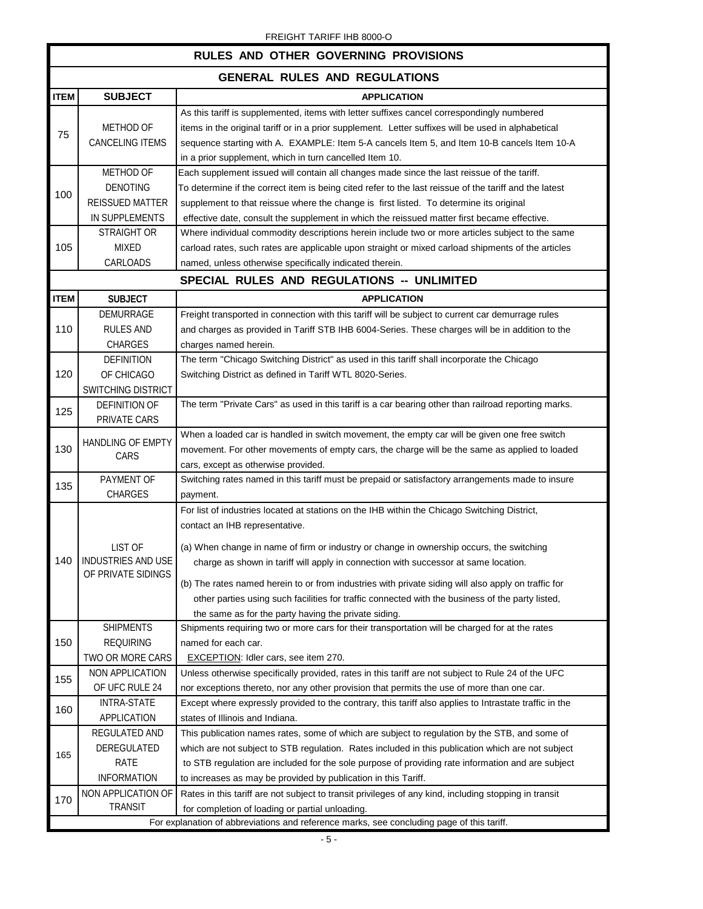FREIGHT TARIFF IHB 8000-O

## RULES AND OTHER GOVERNING PROVISIONS

### GENERAL RULES AND REGULATIONS

| ITEM | SUBJECT | APPLICATION |
|---|---|---|
| 75 | METHOD OF CANCELING ITEMS | As this tariff is supplemented, items with letter suffixes cancel correspondingly numbered items in the original tariff or in a prior supplement. Letter suffixes will be used in alphabetical sequence starting with A. EXAMPLE: Item 5-A cancels Item 5, and Item 10-B cancels Item 10-A in a prior supplement, which in turn cancelled Item 10. |
| 100 | METHOD OF DENOTING REISSUED MATTER IN SUPPLEMENTS | Each supplement issued will contain all changes made since the last reissue of the tariff. To determine if the correct item is being cited refer to the last reissue of the tariff and the latest supplement to that reissue where the change is first listed. To determine its original effective date, consult the supplement in which the reissued matter first became effective. |
| 105 | STRAIGHT OR MIXED CARLOADS | Where individual commodity descriptions herein include two or more articles subject to the same carload rates, such rates are applicable upon straight or mixed carload shipments of the articles named, unless otherwise specifically indicated therein. |

### SPECIAL RULES AND REGULATIONS -- UNLIMITED

| ITEM | SUBJECT | APPLICATION |
|---|---|---|
| 110 | DEMURRAGE RULES AND CHARGES | Freight transported in connection with this tariff will be subject to current car demurrage rules and charges as provided in Tariff STB IHB 6004-Series. These charges will be in addition to the charges named herein. |
| 120 | DEFINITION OF CHICAGO SWITCHING DISTRICT | The term "Chicago Switching District" as used in this tariff shall incorporate the Chicago Switching District as defined in Tariff WTL 8020-Series. |
| 125 | DEFINITION OF PRIVATE CARS | The term "Private Cars" as used in this tariff is a car bearing other than railroad reporting marks. |
| 130 | HANDLING OF EMPTY CARS | When a loaded car is handled in switch movement, the empty car will be given one free switch movement. For other movements of empty cars, the charge will be the same as applied to loaded cars, except as otherwise provided. |
| 135 | PAYMENT OF CHARGES | Switching rates named in this tariff must be prepaid or satisfactory arrangements made to insure payment. |
| 140 | LIST OF INDUSTRIES AND USE OF PRIVATE SIDINGS | For list of industries located at stations on the IHB within the Chicago Switching District, contact an IHB representative.<br><br>(a) When change in name of firm or industry or change in ownership occurs, the switching charge as shown in tariff will apply in connection with successor at same location.<br><br>(b) The rates named herein to or from industries with private siding will also apply on traffic for other parties using such facilities for traffic connected with the business of the party listed, the same as for the party having the private siding. |
| 150 | SHIPMENTS REQUIRING TWO OR MORE CARS | Shipments requiring two or more cars for their transportation will be charged for at the rates named for each car.<br>EXCEPTION: Idler cars, see item 270. |
| 155 | NON APPLICATION OF UFC RULE 24 | Unless otherwise specifically provided, rates in this tariff are not subject to Rule 24 of the UFC nor exceptions thereto, nor any other provision that permits the use of more than one car. |
| 160 | INTRA-STATE APPLICATION | Except where expressly provided to the contrary, this tariff also applies to Intrastate traffic in the states of Illinois and Indiana. |
| 165 | REGULATED AND DEREGULATED RATE INFORMATION | This publication names rates, some of which are subject to regulation by the STB, and some of which are not subject to STB regulation. Rates included in this publication which are not subject to STB regulation are included for the sole purpose of providing rate information and are subject to increases as may be provided by publication in this Tariff. |
| 170 | NON APPLICATION OF TRANSIT | Rates in this tariff are not subject to transit privileges of any kind, including stopping in transit for completion of loading or partial unloading. |

For explanation of abbreviations and reference marks, see concluding page of this tariff.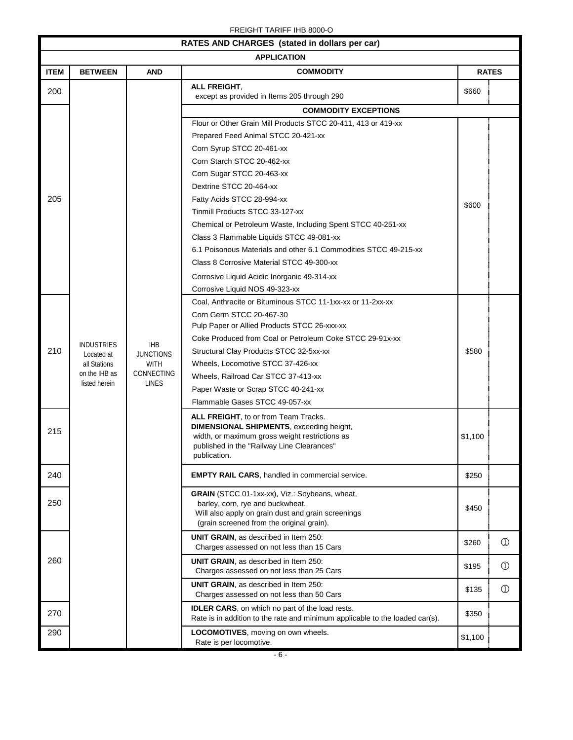FREIGHT TARIFF IHB 8000-O

| RATES AND CHARGES (stated in dollars per car) | | | | | |
|---|---|---|---|---|---|
| **APPLICATION** | | | | | |
| **ITEM** | **BETWEEN** | **AND** | **COMMODITY** | **RATES** | |
| 200 | INDUSTRIES Located at all Stations on the IHB as listed herein | IHB JUNCTIONS WITH CONNECTING LINES | **ALL FREIGHT**, except as provided in Items 205 through 290 | $660 | |
| | | | **COMMODITY EXCEPTIONS** | | |
| 205 | | | Flour or Other Grain Mill Products STCC 20-411, 413 or 419-xx<br>Prepared Feed Animal STCC 20-421-xx<br>Corn Syrup STCC 20-461-xx<br>Corn Starch STCC 20-462-xx<br>Corn Sugar STCC 20-463-xx<br>Dextrine STCC 20-464-xx<br>Fatty Acids STCC 28-994-xx<br>Tinmill Products STCC 33-127-xx<br>Chemical or Petroleum Waste, Including Spent STCC 40-251-xx<br>Class 3 Flammable Liquids STCC 49-081-xx<br>6.1 Poisonous Materials and other 6.1 Commodities STCC 49-215-xx<br>Class 8 Corrosive Material STCC 49-300-xx<br>Corrosive Liquid Acidic Inorganic 49-314-xx<br>Corrosive Liquid NOS 49-323-xx | $600 | |
| 210 | | | Coal, Anthracite or Bituminous STCC 11-1xx-xx or 11-2xx-xx<br>Corn Germ STCC 20-467-30<br>Pulp Paper or Allied Products STCC 26-xxx-xx<br>Coke Produced from Coal or Petroleum Coke STCC 29-91x-xx<br>Structural Clay Products STCC 32-5xx-xx<br>Wheels, Locomotive STCC 37-426-xx<br>Wheels, Railroad Car STCC 37-413-xx<br>Paper Waste or Scrap STCC 40-241-xx<br>Flammable Gases STCC 49-057-xx | $580 | |
| 215 | | | **ALL FREIGHT**, to or from Team Tracks.<br>**DIMENSIONAL SHIPMENTS**, exceeding height, width, or maximum gross weight restrictions as published in the "Railway Line Clearances" publication. | $1,100 | |
| 240 | | | **EMPTY RAIL CARS**, handled in commercial service. | $250 | |
| 250 | | | **GRAIN** (STCC 01-1xx-xx), Viz.: Soybeans, wheat, barley, corn, rye and buckwheat.<br>Will also apply on grain dust and grain screenings (grain screened from the original grain). | $450 | |
| 260 | | | **UNIT GRAIN**, as described in Item 250: Charges assessed on not less than 15 Cars | $260 | ① |
| | | | **UNIT GRAIN**, as described in Item 250: Charges assessed on not less than 25 Cars | $195 | ① |
| | | | **UNIT GRAIN**, as described in Item 250: Charges assessed on not less than 50 Cars | $135 | ① |
| 270 | | | **IDLER CARS**, on which no part of the load rests.<br>Rate is in addition to the rate and minimum applicable to the loaded car(s). | $350 | |
| 290 | | | **LOCOMOTIVES**, moving on own wheels.<br>Rate is per locomotive. | $1,100 | |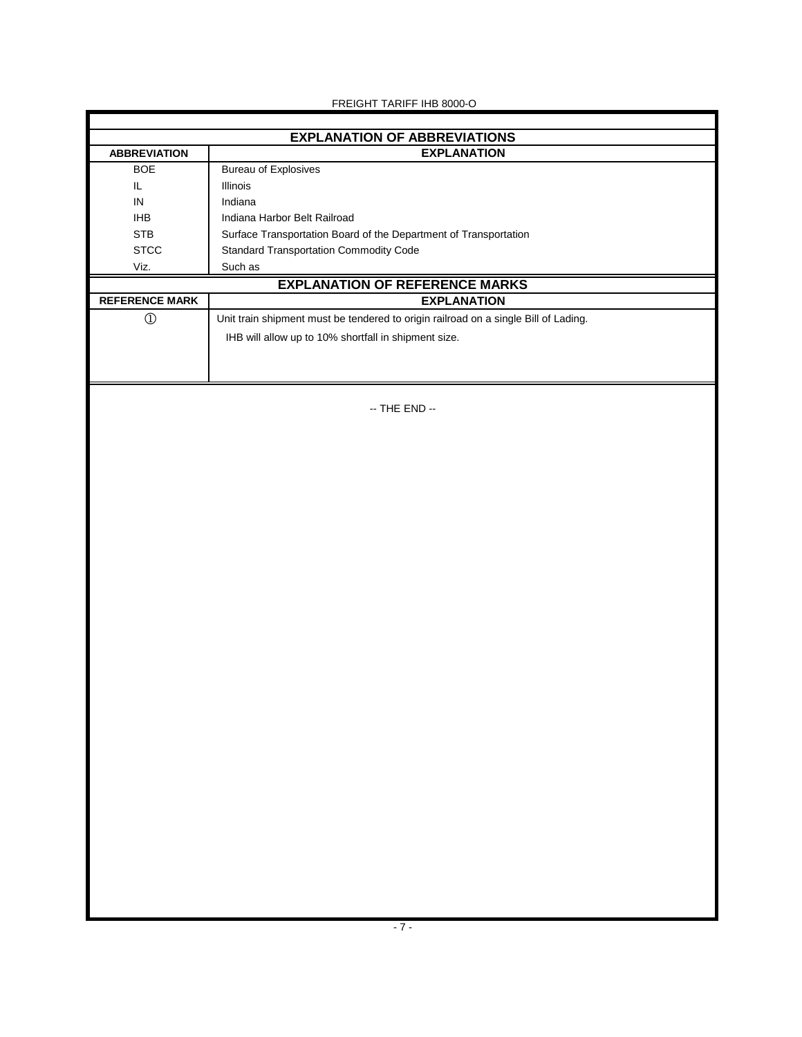## EXPLANATION OF ABBREVIATIONS

| ABBREVIATION | EXPLANATION |
| --- | --- |
| BOE | Bureau of Explosives |
| IL | Illinois |
| IN | Indiana |
| IHB | Indiana Harbor Belt Railroad |
| STB | Surface Transportation Board of the Department of Transportation |
| STCC | Standard Transportation Commodity Code |
| Viz. | Such as |

## EXPLANATION OF REFERENCE MARKS

| REFERENCE MARK | EXPLANATION |
| --- | --- |
| ① | Unit train shipment must be tendered to origin railroad on a single Bill of Lading. IHB will allow up to 10% shortfall in shipment size. |

-- THE END --